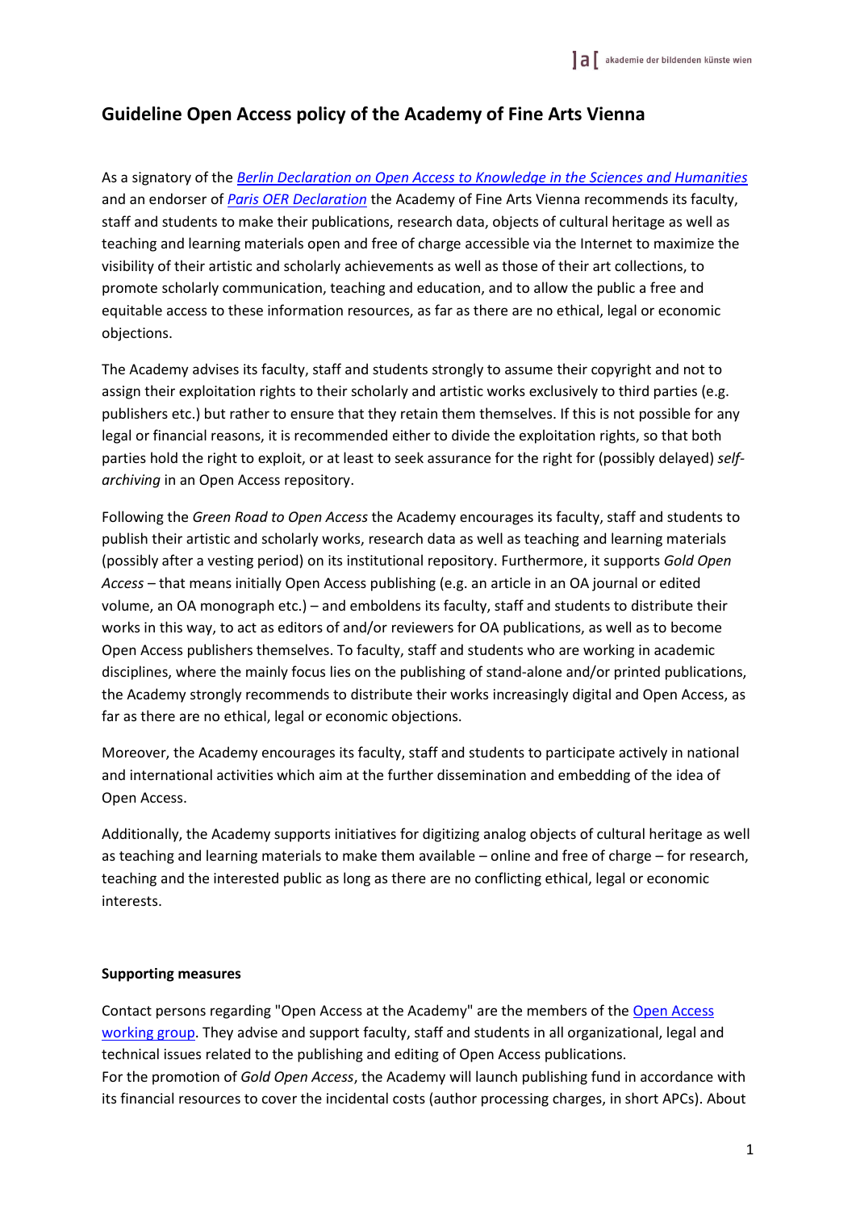# Guideline Open Access policy of the Academy of Fine Arts Vienna

As a signatory of the *Berlin Declaration on Open Access to Knowledge in the Sciences and Humanities* and an endorser of *Paris OER Declaration* the Academy of Fine Arts Vienna recommends its faculty, staff and students to make their publications, research data, objects of cultural heritage as well as teaching and learning materials open and free of charge accessible via the Internet to maximize the visibility of their artistic and scholarly achievements as well as those of their art collections, to promote scholarly communication, teaching and education, and to allow the public a free and equitable access to these information resources, as far as there are no ethical, legal or economic objections.

The Academy advises its faculty, staff and students strongly to assume their copyright and not to assign their exploitation rights to their scholarly and artistic works exclusively to third parties (e.g. publishers etc.) but rather to ensure that they retain them themselves. If this is not possible for any legal or financial reasons, it is recommended either to divide the exploitation rights, so that both parties hold the right to exploit, or at least to seek assurance for the right for (possibly delayed) *self-archiving* in an Open Access repository.

Following the *Green Road to Open Access* the Academy encourages its faculty, staff and students to publish their artistic and scholarly works, research data as well as teaching and learning materials (possibly after a vesting period) on its institutional repository. Furthermore, it supports *Gold Open Access* – that means initially Open Access publishing (e.g. an article in an OA journal or edited volume, an OA monograph etc.) – and emboldens its faculty, staff and students to distribute their works in this way, to act as editors of and/or reviewers for OA publications, as well as to become Open Access publishers themselves. To faculty, staff and students who are working in academic disciplines, where the mainly focus lies on the publishing of stand-alone and/or printed publications, the Academy strongly recommends to distribute their works increasingly digital and Open Access, as far as there are no ethical, legal or economic objections.

Moreover, the Academy encourages its faculty, staff and students to participate actively in national and international activities which aim at the further dissemination and embedding of the idea of Open Access.

Additionally, the Academy supports initiatives for digitizing analog objects of cultural heritage as well as teaching and learning materials to make them available – online and free of charge – for research, teaching and the interested public as long as there are no conflicting ethical, legal or economic interests.

**Supporting measures**

Contact persons regarding "Open Access at the Academy" are the members of the Open Access working group. They advise and support faculty, staff and students in all organizational, legal and technical issues related to the publishing and editing of Open Access publications.
For the promotion of *Gold Open Access*, the Academy will launch publishing fund in accordance with its financial resources to cover the incidental costs (author processing charges, in short APCs). About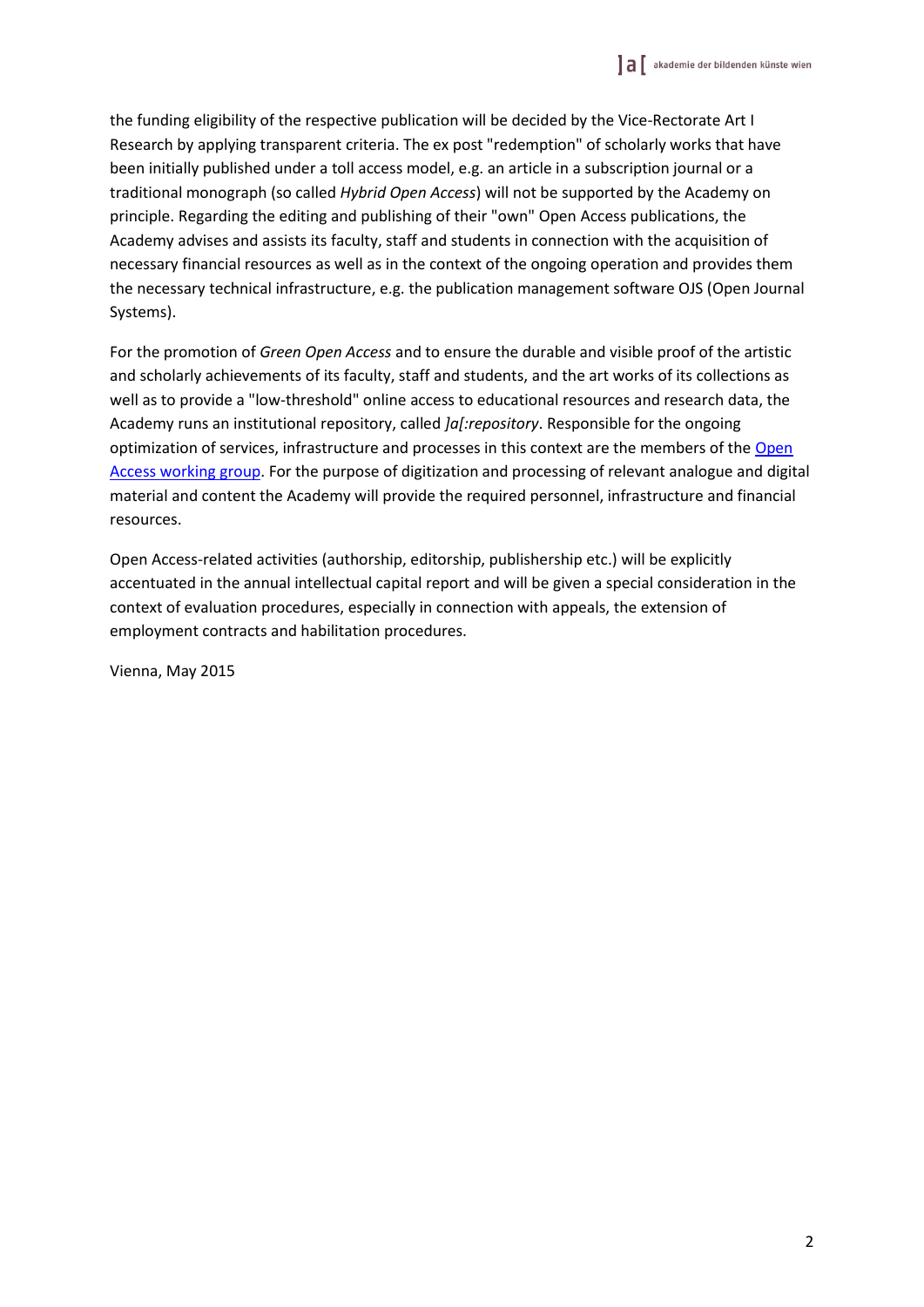the funding eligibility of the respective publication will be decided by the Vice-Rectorate Art I Research by applying transparent criteria. The ex post "redemption" of scholarly works that have been initially published under a toll access model, e.g. an article in a subscription journal or a traditional monograph (so called *Hybrid Open Access*) will not be supported by the Academy on principle. Regarding the editing and publishing of their "own" Open Access publications, the Academy advises and assists its faculty, staff and students in connection with the acquisition of necessary financial resources as well as in the context of the ongoing operation and provides them the necessary technical infrastructure, e.g. the publication management software OJS (Open Journal Systems).

For the promotion of *Green Open Access* and to ensure the durable and visible proof of the artistic and scholarly achievements of its faculty, staff and students, and the art works of its collections as well as to provide a "low-threshold" online access to educational resources and research data, the Academy runs an institutional repository, called *]a[:repository*. Responsible for the ongoing optimization of services, infrastructure and processes in this context are the members of the Open Access working group. For the purpose of digitization and processing of relevant analogue and digital material and content the Academy will provide the required personnel, infrastructure and financial resources.

Open Access-related activities (authorship, editorship, publishership etc.) will be explicitly accentuated in the annual intellectual capital report and will be given a special consideration in the context of evaluation procedures, especially in connection with appeals, the extension of employment contracts and habilitation procedures.

Vienna, May 2015